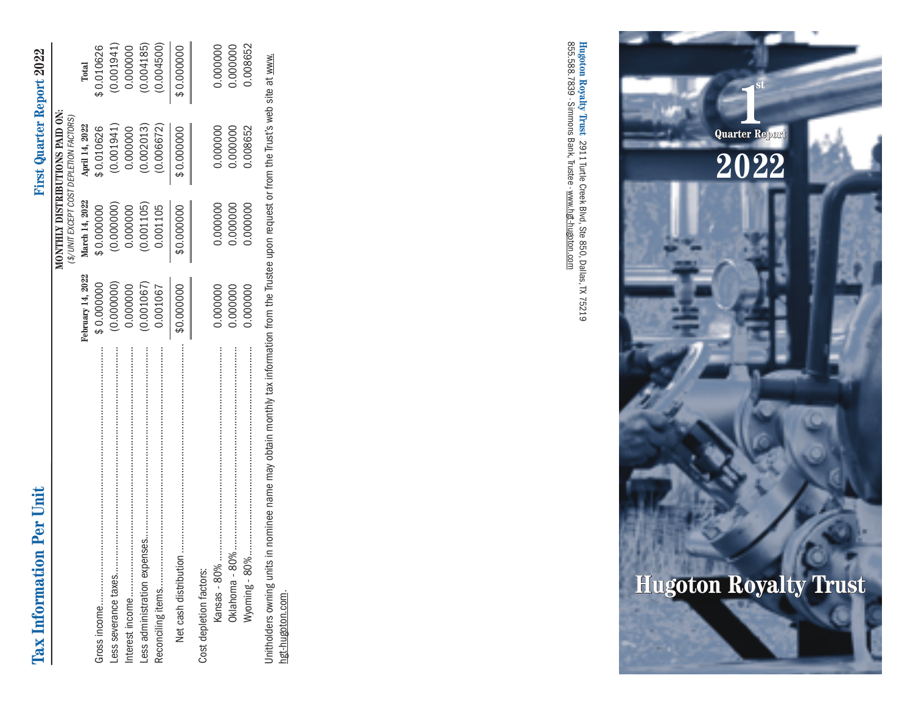# Tax Information Per Unit

First Quarter Report 2022

| | MONTHLY DISTRIBUTIONS PAID ON: ($/UNIT EXCEPT COST DEPLETION FACTORS) | | | |
|---|---|---|---|---|
| | February 14, 2022 | March 14, 2022 | April 14, 2022 | Total |
| Gross income | $ 0.000000 | $ 0.000000 | $ 0.010626 | $ 0.010626 |
| Less severance taxes | (0.000000) | (0.000000) | (0.001941) | (0.001941) |
| Interest income | 0.000000 | 0.000000 | 0.000000 | 0.000000 |
| Less administration expenses | (0.001067) | (0.001105) | (0.002013) | (0.004185) |
| Reconciling items | 0.001067 | 0.001105 | (0.006672) | (0.004500) |
| Net cash distribution | $0.000000 | $0.000000 | $ 0.000000 | $ 0.000000 |
| Cost depletion factors: | | | | |
| Kansas - 80% | 0.000000 | 0.000000 | 0.000000 | 0.000000 |
| Oklahoma - 80% | 0.000000 | 0.000000 | 0.000000 | 0.000000 |
| Wyoming - 80% | 0.000000 | 0.000000 | 0.008652 | 0.008652 |

Unitholders owning units in nominee name may obtain monthly tax information from the Trustee upon request or from the Trust's web site at www.hgt-hugoton.com.

**Hugoton Royalty Trust** 2911 Turtle Creek Blvd, Ste 850, Dallas, TX 75219
855.588.7839 · Simmons Bank, Trustee · www.hgt-hugoton.com

1st Quarter Report

2022

# Hugoton Royalty Trust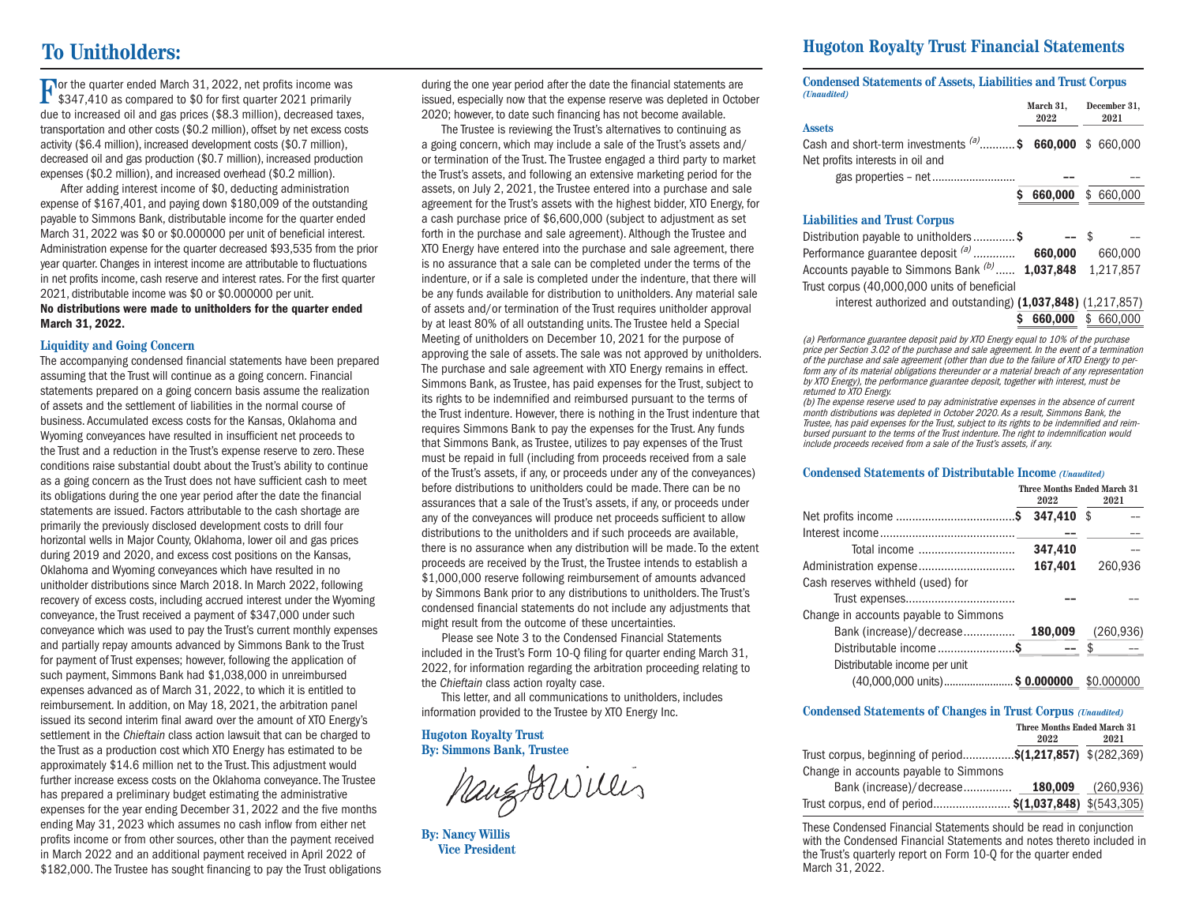# To Unitholders:

For the quarter ended March 31, 2022, net profits income was $347,410 as compared to $0 for first quarter 2021 primarily due to increased oil and gas prices ($8.3 million), decreased taxes, transportation and other costs ($0.2 million), offset by net excess costs activity ($6.4 million), increased development costs ($0.7 million), decreased oil and gas production ($0.7 million), increased production expenses ($0.2 million), and increased overhead ($0.2 million).

After adding interest income of $0, deducting administration expense of $167,401, and paying down $180,009 of the outstanding payable to Simmons Bank, distributable income for the quarter ended March 31, 2022 was $0 or $0.000000 per unit of beneficial interest. Administration expense for the quarter decreased $93,535 from the prior year quarter. Changes in interest income are attributable to fluctuations in net profits income, cash reserve and interest rates. For the first quarter 2021, distributable income was $0 or $0.000000 per unit.

**No distributions were made to unitholders for the quarter ended March 31, 2022.**

### Liquidity and Going Concern

The accompanying condensed financial statements have been prepared assuming that the Trust will continue as a going concern. Financial statements prepared on a going concern basis assume the realization of assets and the settlement of liabilities in the normal course of business. Accumulated excess costs for the Kansas, Oklahoma and Wyoming conveyances have resulted in insufficient net proceeds to the Trust and a reduction in the Trust's expense reserve to zero. These conditions raise substantial doubt about the Trust's ability to continue as a going concern as the Trust does not have sufficient cash to meet its obligations during the one year period after the date the financial statements are issued. Factors attributable to the cash shortage are primarily the previously disclosed development costs to drill four horizontal wells in Major County, Oklahoma, lower oil and gas prices during 2019 and 2020, and excess cost positions on the Kansas, Oklahoma and Wyoming conveyances which have resulted in no unitholder distributions since March 2018. In March 2022, following recovery of excess costs, including accrued interest under the Wyoming conveyance, the Trust received a payment of $347,000 under such conveyance which was used to pay the Trust's current monthly expenses and partially repay amounts advanced by Simmons Bank to the Trust for payment of Trust expenses; however, following the application of such payment, Simmons Bank had $1,038,000 in unreimbursed expenses advanced as of March 31, 2022, to which it is entitled to reimbursement. In addition, on May 18, 2021, the arbitration panel issued its second interim final award over the amount of XTO Energy's settlement in the *Chieftain* class action lawsuit that can be charged to the Trust as a production cost which XTO Energy has estimated to be approximately $14.6 million net to the Trust. This adjustment would further increase excess costs on the Oklahoma conveyance. The Trustee has prepared a preliminary budget estimating the administrative expenses for the year ending December 31, 2022 and the five months ending May 31, 2023 which assumes no cash inflow from either net profits income or from other sources, other than the payment received in March 2022 and an additional payment received in April 2022 of $182,000. The Trustee has sought financing to pay the Trust obligations during the one year period after the date the financial statements are issued, especially now that the expense reserve was depleted in October 2020; however, to date such financing has not become available.

The Trustee is reviewing the Trust's alternatives to continuing as a going concern, which may include a sale of the Trust's assets and/or termination of the Trust. The Trustee engaged a third party to market the Trust's assets, and following an extensive marketing period for the assets, on July 2, 2021, the Trustee entered into a purchase and sale agreement for the Trust's assets with the highest bidder, XTO Energy, for a cash purchase price of $6,600,000 (subject to adjustment as set forth in the purchase and sale agreement). Although the Trustee and XTO Energy have entered into the purchase and sale agreement, there is no assurance that a sale can be completed under the terms of the indenture, or if a sale is completed under the indenture, that there will be any funds available for distribution to unitholders. Any material sale of assets and/or termination of the Trust requires unitholder approval by at least 80% of all outstanding units. The Trustee held a Special Meeting of unitholders on December 10, 2021 for the purpose of approving the sale of assets. The sale was not approved by unitholders. The purchase and sale agreement with XTO Energy remains in effect. Simmons Bank, as Trustee, has paid expenses for the Trust, subject to its rights to be indemnified and reimbursed pursuant to the terms of the Trust indenture. However, there is nothing in the Trust indenture that requires Simmons Bank to pay the expenses for the Trust. Any funds that Simmons Bank, as Trustee, utilizes to pay expenses of the Trust must be repaid in full (including from proceeds received from a sale of the Trust's assets, if any, or proceeds under any of the conveyances) before distributions to unitholders could be made. There can be no assurances that a sale of the Trust's assets, if any, or proceeds under any of the conveyances will produce net proceeds sufficient to allow distributions to the unitholders and if such proceeds are available, there is no assurance when any distribution will be made. To the extent proceeds are received by the Trust, the Trustee intends to establish a $1,000,000 reserve following reimbursement of amounts advanced by Simmons Bank prior to any distributions to unitholders. The Trust's condensed financial statements do not include any adjustments that might result from the outcome of these uncertainties.

Please see Note 3 to the Condensed Financial Statements included in the Trust's Form 10-Q filing for quarter ending March 31, 2022, for information regarding the arbitration proceeding relating to the *Chieftain* class action royalty case.

This letter, and all communications to unitholders, includes information provided to the Trustee by XTO Energy Inc.

**Hugoton Royalty Trust**
**By: Simmons Bank, Trustee**

**By: Nancy Willis**
**Vice President**

# Hugoton Royalty Trust Financial Statements

### Condensed Statements of Assets, Liabilities and Trust Corpus

*(Unaudited)*

| | March 31, 2022 | December 31, 2021 |
|---|---|---|
| **Assets** | | |
| Cash and short-term investments [(a)] | **$ 660,000** | $ 660,000 |
| Net profits interests in oil and gas properties – net | **--** | -- |
| | **$ 660,000** | $ 660,000 |
| **Liabilities and Trust Corpus** | | |
| Distribution payable to unitholders | **$ --** | $ -- |
| Performance guarantee deposit [(a)] | **660,000** | 660,000 |
| Accounts payable to Simmons Bank [(b)] | **1,037,848** | 1,217,857 |
| Trust corpus (40,000,000 units of beneficial interest authorized and outstanding) | **(1,037,848)** | (1,217,857) |
| | **$ 660,000** | $ 660,000 |

*(a) Performance guarantee deposit paid by XTO Energy equal to 10% of the purchase price per Section 3.02 of the purchase and sale agreement. In the event of a termination of the purchase and sale agreement (other than due to the failure of XTO Energy to perform any of its material obligations thereunder or a material breach of any representation by XTO Energy), the performance guarantee deposit, together with interest, must be returned to XTO Energy.*

*(b) The expense reserve used to pay administrative expenses in the absence of current month distributions was depleted in October 2020. As a result, Simmons Bank, the Trustee, has paid expenses for the Trust, subject to its rights to be indemnified and reimbursed pursuant to the terms of the Trust indenture. The right to indemnification would include proceeds received from a sale of the Trust's assets, if any.*

### Condensed Statements of Distributable Income *(Unaudited)*

| | Three Months Ended March 31 | |
|---|---|---|
| | 2022 | 2021 |
| Net profits income | **$ 347,410** | $ -- |
| Interest income | **--** | -- |
| Total income | **347,410** | -- |
| Administration expense | **167,401** | 260,936 |
| Cash reserves withheld (used) for Trust expenses | **--** | -- |
| Change in accounts payable to Simmons Bank (increase)/decrease | **180,009** | (260,936) |
| Distributable income | **$ --** | $ -- |
| Distributable income per unit (40,000,000 units) | **$ 0.000000** | $0.000000 |

### Condensed Statements of Changes in Trust Corpus *(Unaudited)*

| | Three Months Ended March 31 | |
|---|---|---|
| | 2022 | 2021 |
| Trust corpus, beginning of period | **$(1,217,857)** | $(282,369) |
| Change in accounts payable to Simmons Bank (increase)/decrease | **180,009** | (260,936) |
| Trust corpus, end of period | **$(1,037,848)** | $(543,305) |

These Condensed Financial Statements should be read in conjunction with the Condensed Financial Statements and notes thereto included in the Trust's quarterly report on Form 10-Q for the quarter ended March 31, 2022.